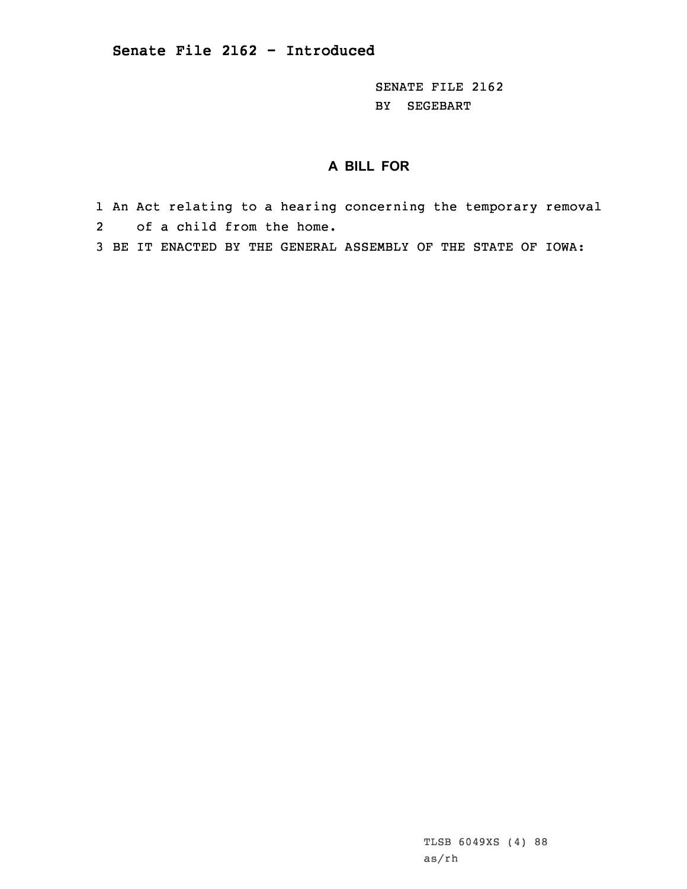**Senate File 2162 - Introduced**

SENATE FILE 2162
BY SEGEBART

## A BILL FOR

1 An Act relating to a hearing concerning the temporary removal
2 of a child from the home.
3 BE IT ENACTED BY THE GENERAL ASSEMBLY OF THE STATE OF IOWA:

TLSB 6049XS (4) 88
as/rh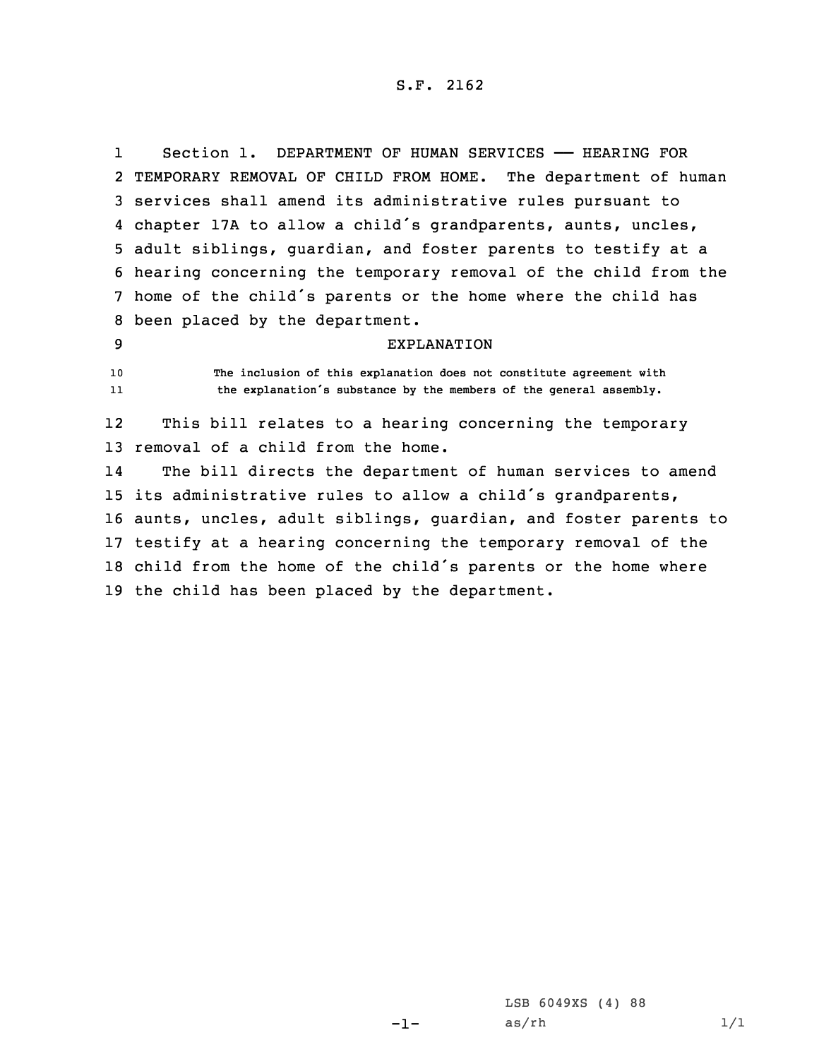S.F. 2162

Section 1. DEPARTMENT OF HUMAN SERVICES —— HEARING FOR TEMPORARY REMOVAL OF CHILD FROM HOME. The department of human services shall amend its administrative rules pursuant to chapter 17A to allow a child's grandparents, aunts, uncles, adult siblings, guardian, and foster parents to testify at a hearing concerning the temporary removal of the child from the home of the child's parents or the home where the child has been placed by the department.

EXPLANATION

The inclusion of this explanation does not constitute agreement with the explanation's substance by the members of the general assembly.

This bill relates to a hearing concerning the temporary removal of a child from the home.

The bill directs the department of human services to amend its administrative rules to allow a child's grandparents, aunts, uncles, adult siblings, guardian, and foster parents to testify at a hearing concerning the temporary removal of the child from the home of the child's parents or the home where the child has been placed by the department.

LSB 6049XS (4) 88
as/rh